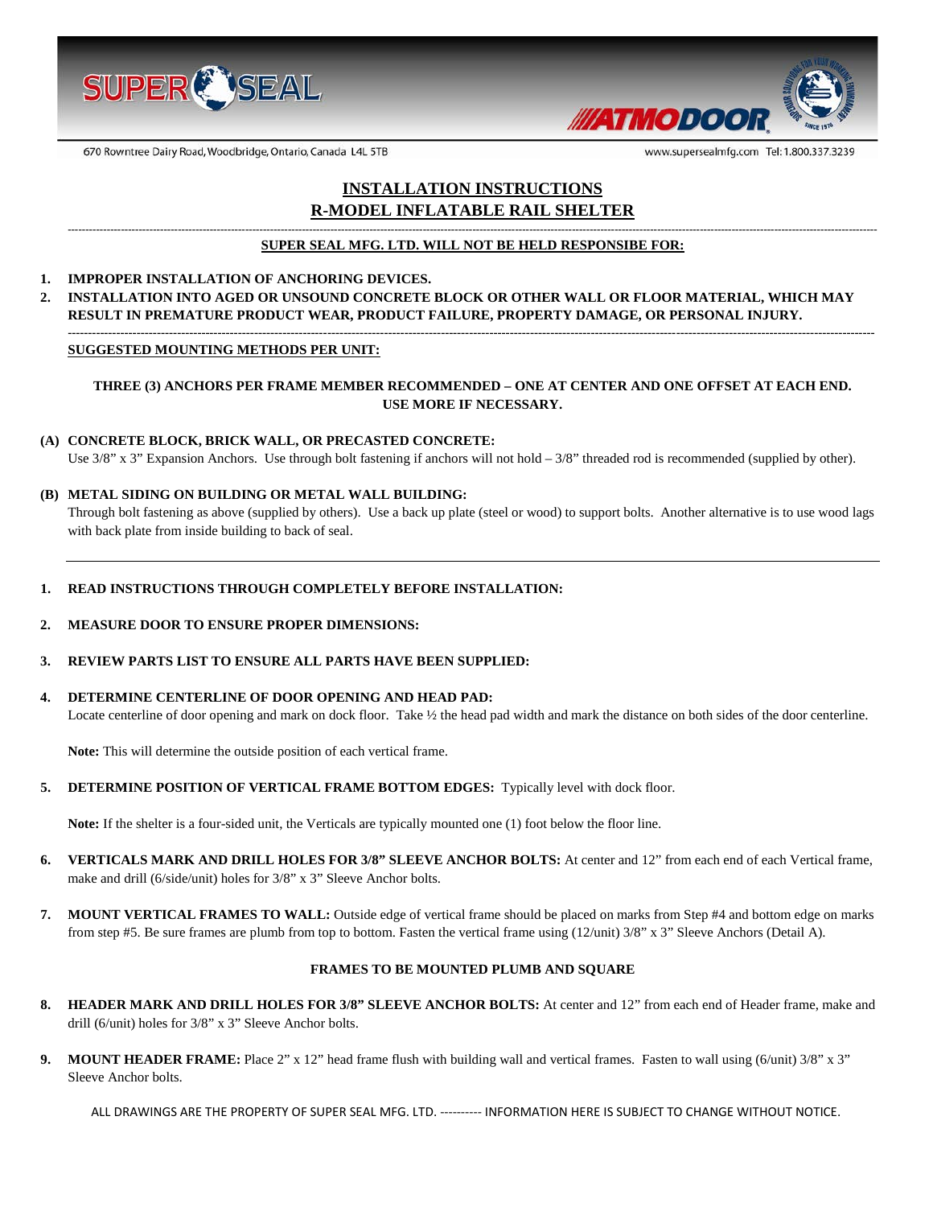670 Rowntree Dairy Road, Woodbridge, Ontario, Canada L4L 5TB

www.supersealmfg.com Tel: 1.800.337.3239

# INSTALLATION INSTRUCTIONS
# R-MODEL INFLATABLE RAIL SHELTER

---

**SUPER SEAL MFG. LTD. WILL NOT BE HELD RESPONSIBE FOR:**

1. **IMPROPER INSTALLATION OF ANCHORING DEVICES.**
2. **INSTALLATION INTO AGED OR UNSOUND CONCRETE BLOCK OR OTHER WALL OR FLOOR MATERIAL, WHICH MAY RESULT IN PREMATURE PRODUCT WEAR, PRODUCT FAILURE, PROPERTY DAMAGE, OR PERSONAL INJURY.**

---

**SUGGESTED MOUNTING METHODS PER UNIT:**

**THREE (3) ANCHORS PER FRAME MEMBER RECOMMENDED – ONE AT CENTER AND ONE OFFSET AT EACH END. USE MORE IF NECESSARY.**

**(A) CONCRETE BLOCK, BRICK WALL, OR PRECASTED CONCRETE:**
Use 3/8" x 3" Expansion Anchors. Use through bolt fastening if anchors will not hold – 3/8" threaded rod is recommended (supplied by other).

**(B) METAL SIDING ON BUILDING OR METAL WALL BUILDING:**
Through bolt fastening as above (supplied by others). Use a back up plate (steel or wood) to support bolts. Another alternative is to use wood lags with back plate from inside building to back of seal.

---

1. **READ INSTRUCTIONS THROUGH COMPLETELY BEFORE INSTALLATION:**

2. **MEASURE DOOR TO ENSURE PROPER DIMENSIONS:**

3. **REVIEW PARTS LIST TO ENSURE ALL PARTS HAVE BEEN SUPPLIED:**

4. **DETERMINE CENTERLINE OF DOOR OPENING AND HEAD PAD:**
   Locate centerline of door opening and mark on dock floor. Take ½ the head pad width and mark the distance on both sides of the door centerline.

   **Note:** This will determine the outside position of each vertical frame.

5. **DETERMINE POSITION OF VERTICAL FRAME BOTTOM EDGES:** Typically level with dock floor.

   **Note:** If the shelter is a four-sided unit, the Verticals are typically mounted one (1) foot below the floor line.

6. **VERTICALS MARK AND DRILL HOLES FOR 3/8" SLEEVE ANCHOR BOLTS:** At center and 12" from each end of each Vertical frame, make and drill (6/side/unit) holes for 3/8" x 3" Sleeve Anchor bolts.

7. **MOUNT VERTICAL FRAMES TO WALL:** Outside edge of vertical frame should be placed on marks from Step #4 and bottom edge on marks from step #5. Be sure frames are plumb from top to bottom. Fasten the vertical frame using (12/unit) 3/8" x 3" Sleeve Anchors (Detail A).

   **FRAMES TO BE MOUNTED PLUMB AND SQUARE**

8. **HEADER MARK AND DRILL HOLES FOR 3/8" SLEEVE ANCHOR BOLTS:** At center and 12" from each end of Header frame, make and drill (6/unit) holes for 3/8" x 3" Sleeve Anchor bolts.

9. **MOUNT HEADER FRAME:** Place 2" x 12" head frame flush with building wall and vertical frames. Fasten to wall using (6/unit) 3/8" x 3" Sleeve Anchor bolts.

ALL DRAWINGS ARE THE PROPERTY OF SUPER SEAL MFG. LTD. ---------- INFORMATION HERE IS SUBJECT TO CHANGE WITHOUT NOTICE.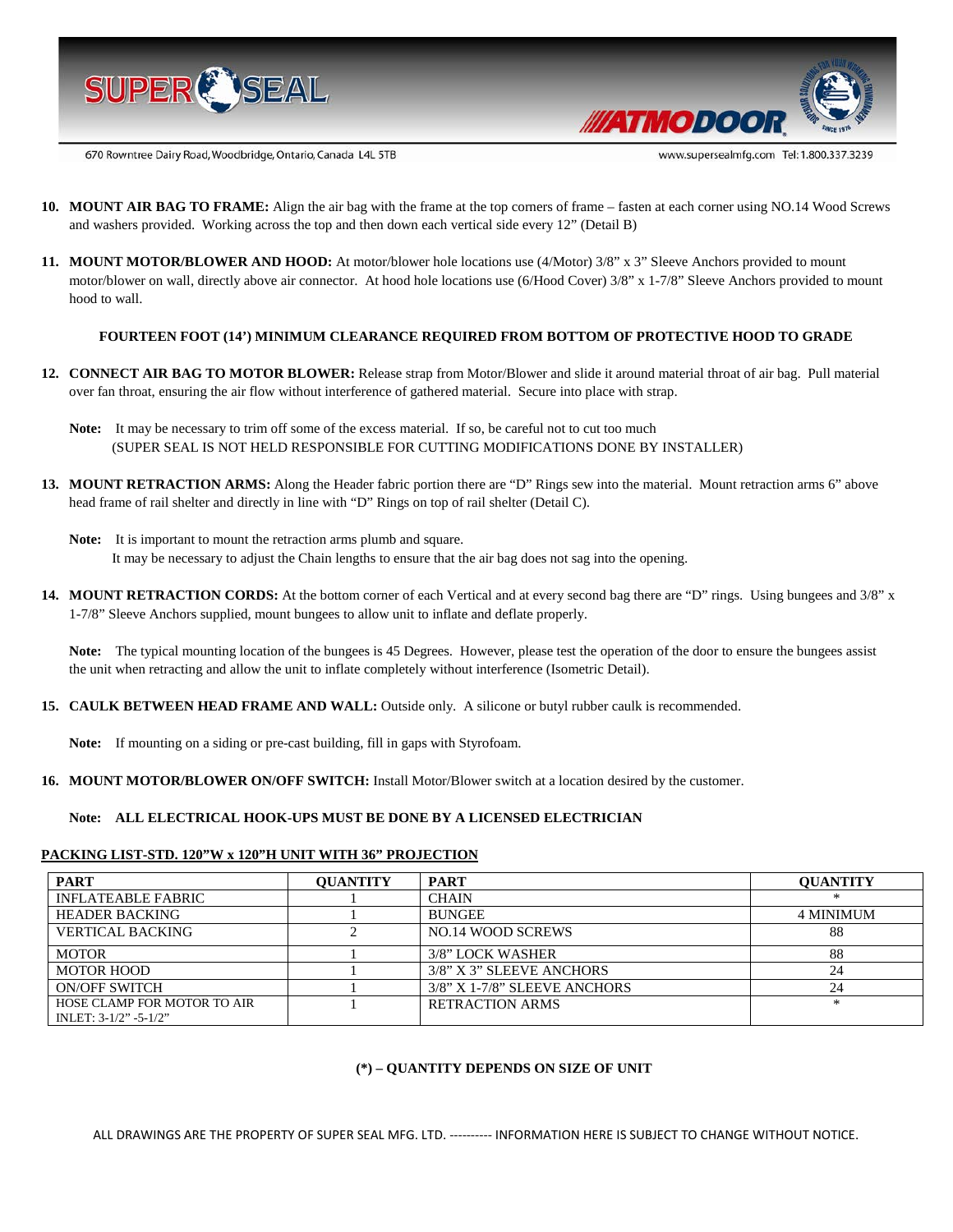10. **MOUNT AIR BAG TO FRAME:** Align the air bag with the frame at the top corners of frame – fasten at each corner using NO.14 Wood Screws and washers provided. Working across the top and then down each vertical side every 12" (Detail B)

11. **MOUNT MOTOR/BLOWER AND HOOD:** At motor/blower hole locations use (4/Motor) 3/8" x 3" Sleeve Anchors provided to mount motor/blower on wall, directly above air connector. At hood hole locations use (6/Hood Cover) 3/8" x 1-7/8" Sleeve Anchors provided to mount hood to wall.

**FOURTEEN FOOT (14') MINIMUM CLEARANCE REQUIRED FROM BOTTOM OF PROTECTIVE HOOD TO GRADE**

12. **CONNECT AIR BAG TO MOTOR BLOWER:** Release strap from Motor/Blower and slide it around material throat of air bag. Pull material over fan throat, ensuring the air flow without interference of gathered material. Secure into place with strap.

    **Note:** It may be necessary to trim off some of the excess material. If so, be careful not to cut too much (SUPER SEAL IS NOT HELD RESPONSIBLE FOR CUTTING MODIFICATIONS DONE BY INSTALLER)

13. **MOUNT RETRACTION ARMS:** Along the Header fabric portion there are "D" Rings sew into the material. Mount retraction arms 6" above head frame of rail shelter and directly in line with "D" Rings on top of rail shelter (Detail C).

    **Note:** It is important to mount the retraction arms plumb and square.
    It may be necessary to adjust the Chain lengths to ensure that the air bag does not sag into the opening.

14. **MOUNT RETRACTION CORDS:** At the bottom corner of each Vertical and at every second bag there are "D" rings. Using bungees and 3/8" x 1-7/8" Sleeve Anchors supplied, mount bungees to allow unit to inflate and deflate properly.

    **Note:** The typical mounting location of the bungees is 45 Degrees. However, please test the operation of the door to ensure the bungees assist the unit when retracting and allow the unit to inflate completely without interference (Isometric Detail).

15. **CAULK BETWEEN HEAD FRAME AND WALL:** Outside only. A silicone or butyl rubber caulk is recommended.

    **Note:** If mounting on a siding or pre-cast building, fill in gaps with Styrofoam.

16. **MOUNT MOTOR/BLOWER ON/OFF SWITCH:** Install Motor/Blower switch at a location desired by the customer.

    **Note: ALL ELECTRICAL HOOK-UPS MUST BE DONE BY A LICENSED ELECTRICIAN**

**PACKING LIST-STD. 120"W x 120"H UNIT WITH 36" PROJECTION**

| PART | QUANTITY | PART | QUANTITY |
|---|---|---|---|
| INFLATEABLE FABRIC | 1 | CHAIN | * |
| HEADER BACKING | 1 | BUNGEE | 4 MINIMUM |
| VERTICAL BACKING | 2 | NO.14 WOOD SCREWS | 88 |
| MOTOR | 1 | 3/8" LOCK WASHER | 88 |
| MOTOR HOOD | 1 | 3/8" X 3" SLEEVE ANCHORS | 24 |
| ON/OFF SWITCH | 1 | 3/8" X 1-7/8" SLEEVE ANCHORS | 24 |
| HOSE CLAMP FOR MOTOR TO AIR INLET: 3-1/2" -5-1/2" | 1 | RETRACTION ARMS | * |

**(*) – QUANTITY DEPENDS ON SIZE OF UNIT**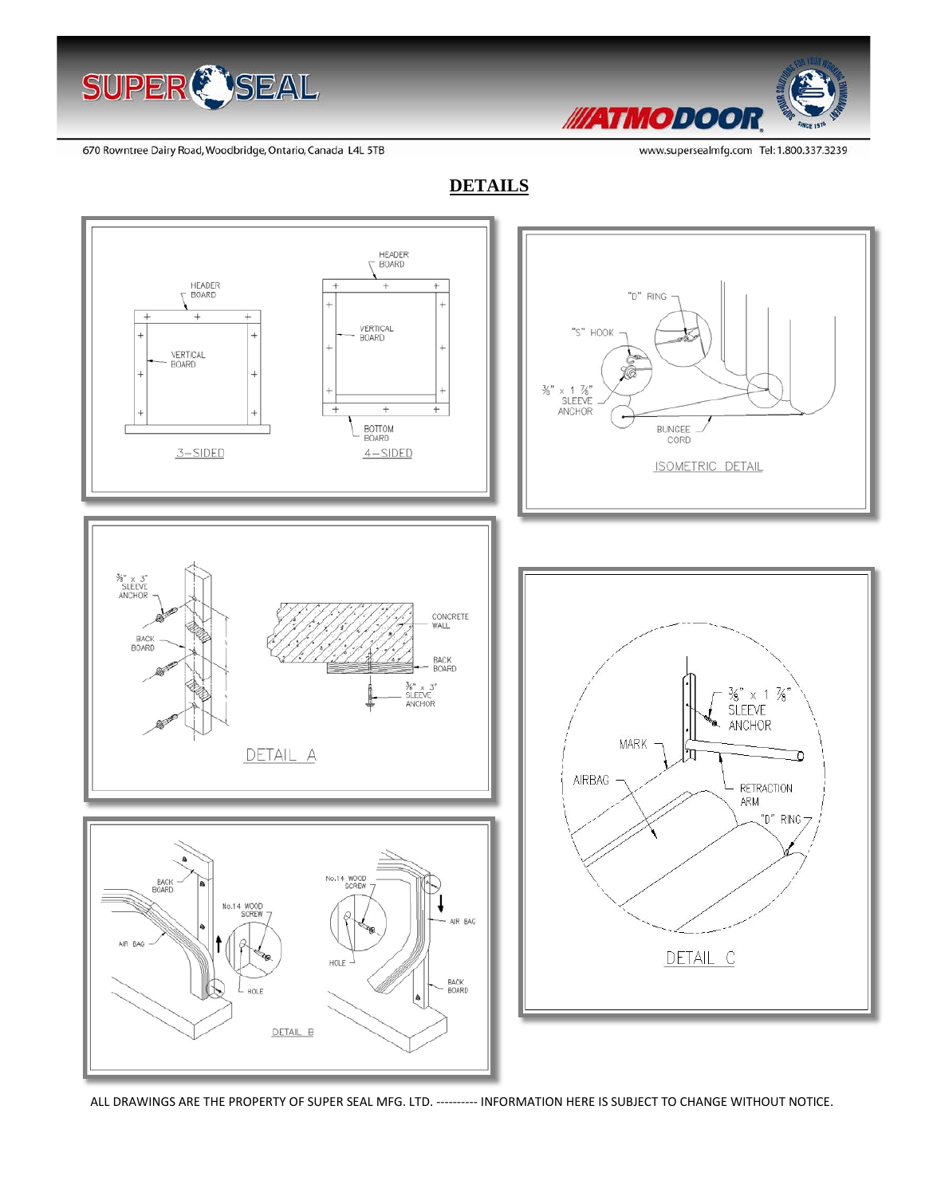## DETAILS

HEADER BOARD

VERTICAL BOARD

3–SIDED

HEADER BOARD

VERTICAL BOARD

BOTTOM BOARD

4–SIDED

"D" RING

"S" HOOK

3/8" x 1 7/8" SLEEVE ANCHOR

BUNGEE CORD

ISOMETRIC DETAIL

3/8" x 3" SLEEVE ANCHOR

BACK BOARD

CONCRETE WALL

BACK BOARD

3/8" x 3" SLEEVE ANCHOR

DETAIL A

3/8" x 1 7/8" SLEEVE ANCHOR

MARK

AIRBAG

RETRACTION ARM

"D" RING

DETAIL C

BACK BOARD

No.14 WOOD SCREW

AIR BAG

HOLE

No.14 WOOD SCREW

AIR BAG

HOLE

BACK BOARD

DETAIL B

ALL DRAWINGS ARE THE PROPERTY OF SUPER SEAL MFG. LTD. ---------- INFORMATION HERE IS SUBJECT TO CHANGE WITHOUT NOTICE.